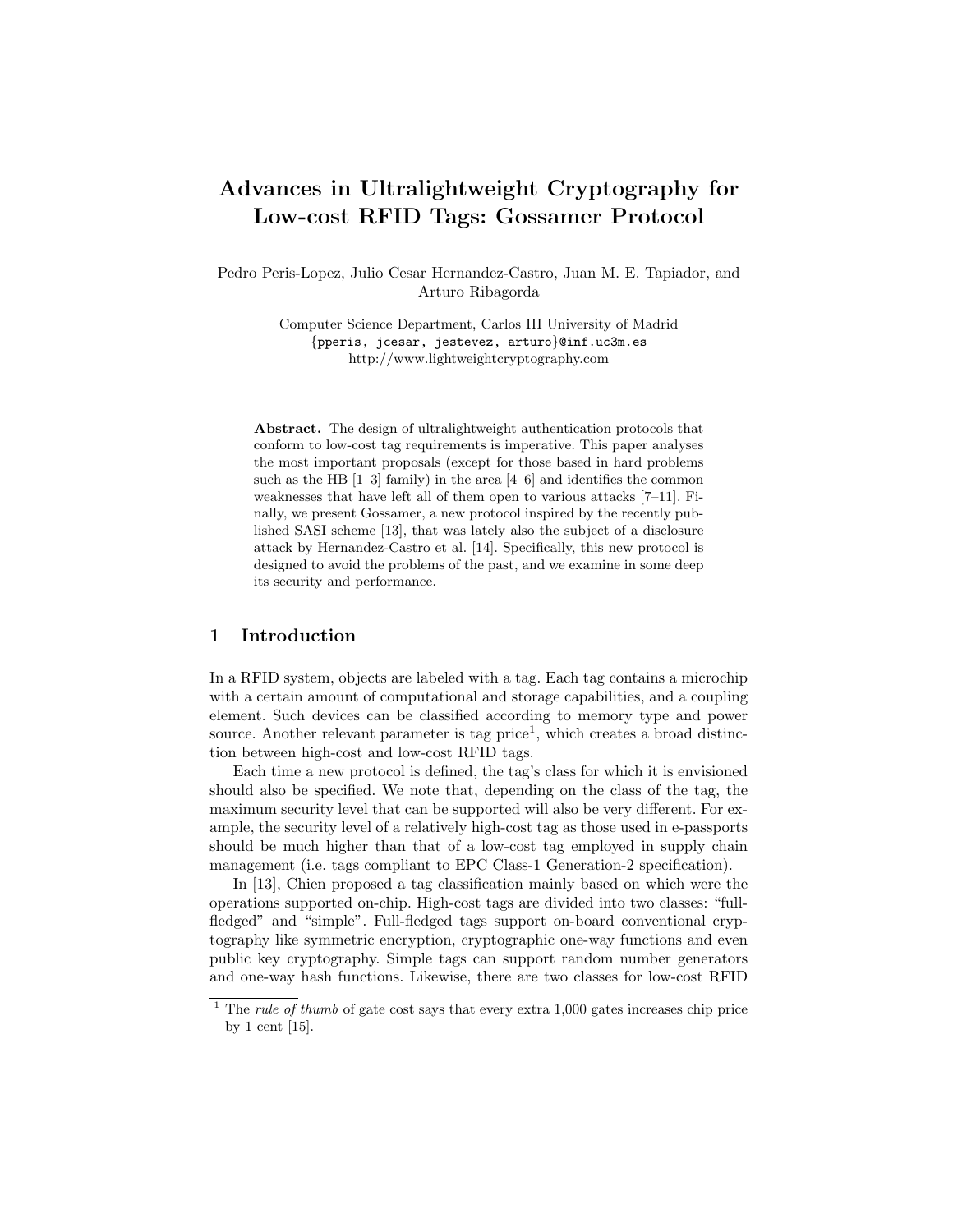# Advances in Ultralightweight Cryptography for Low-cost RFID Tags: Gossamer Protocol

Pedro Peris-Lopez, Julio Cesar Hernandez-Castro, Juan M. E. Tapiador, and Arturo Ribagorda

Computer Science Department, Carlos III University of Madrid
{pperis, jcesar, jestevez, arturo}@inf.uc3m.es
http://www.lightweightcryptography.com

**Abstract.** The design of ultralightweight authentication protocols that conform to low-cost tag requirements is imperative. This paper analyses the most important proposals (except for those based in hard problems such as the HB [1–3] family) in the area [4–6] and identifies the common weaknesses that have left all of them open to various attacks [7–11]. Finally, we present Gossamer, a new protocol inspired by the recently published SASI scheme [13], that was lately also the subject of a disclosure attack by Hernandez-Castro et al. [14]. Specifically, this new protocol is designed to avoid the problems of the past, and we examine in some deep its security and performance.

## 1 Introduction

In a RFID system, objects are labeled with a tag. Each tag contains a microchip with a certain amount of computational and storage capabilities, and a coupling element. Such devices can be classified according to memory type and power source. Another relevant parameter is tag price[1], which creates a broad distinction between high-cost and low-cost RFID tags.

Each time a new protocol is defined, the tag's class for which it is envisioned should also be specified. We note that, depending on the class of the tag, the maximum security level that can be supported will also be very different. For example, the security level of a relatively high-cost tag as those used in e-passports should be much higher than that of a low-cost tag employed in supply chain management (i.e. tags compliant to EPC Class-1 Generation-2 specification).

In [13], Chien proposed a tag classification mainly based on which were the operations supported on-chip. High-cost tags are divided into two classes: "full-fledged" and "simple". Full-fledged tags support on-board conventional cryptography like symmetric encryption, cryptographic one-way functions and even public key cryptography. Simple tags can support random number generators and one-way hash functions. Likewise, there are two classes for low-cost RFID

[1] The *rule of thumb* of gate cost says that every extra 1,000 gates increases chip price by 1 cent [15].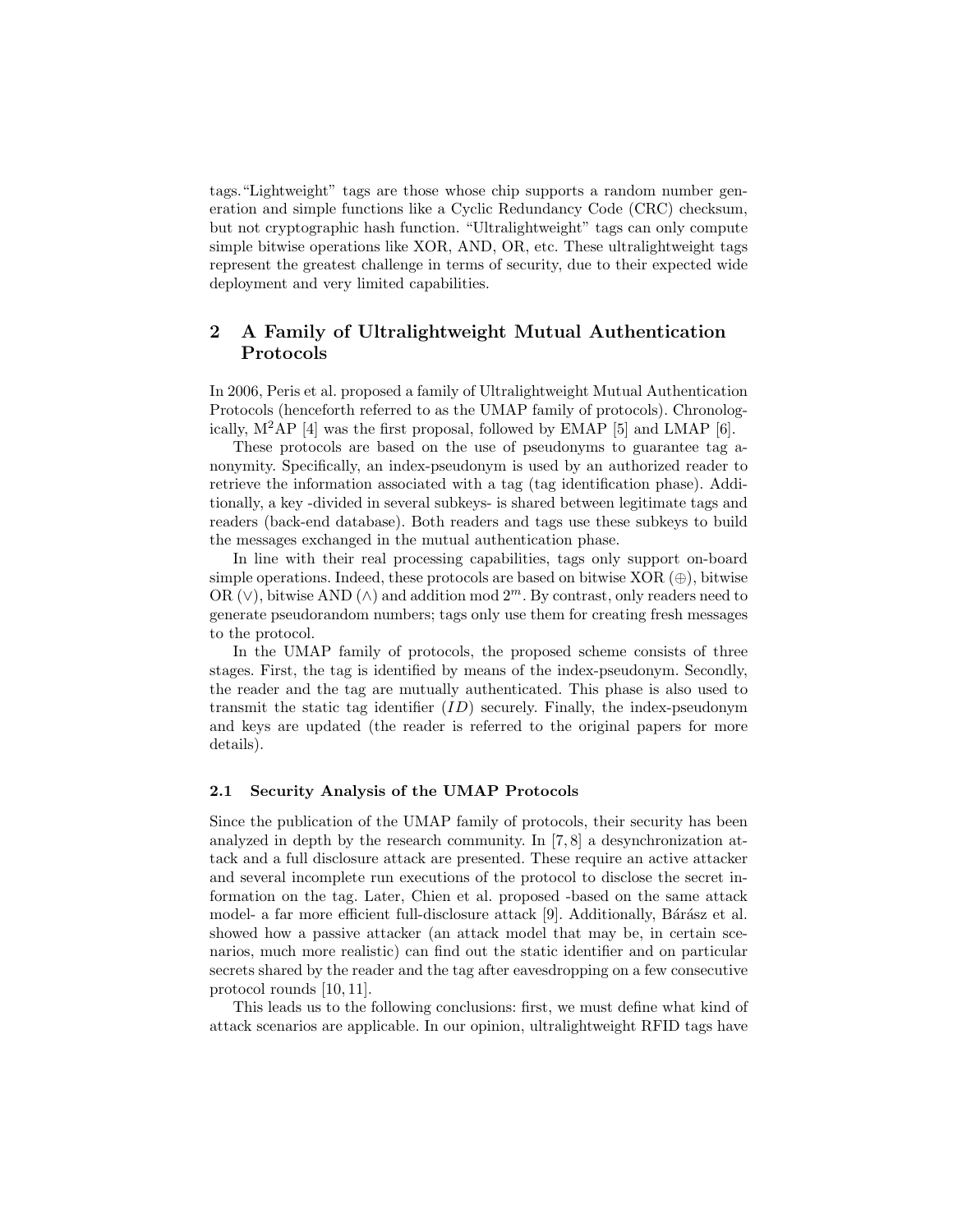tags. "Lightweight" tags are those whose chip supports a random number generation and simple functions like a Cyclic Redundancy Code (CRC) checksum, but not cryptographic hash function. "Ultralightweight" tags can only compute simple bitwise operations like XOR, AND, OR, etc. These ultralightweight tags represent the greatest challenge in terms of security, due to their expected wide deployment and very limited capabilities.

## 2 A Family of Ultralightweight Mutual Authentication Protocols

In 2006, Peris et al. proposed a family of Ultralightweight Mutual Authentication Protocols (henceforth referred to as the UMAP family of protocols). Chronologically, $M^2AP$ [4] was the first proposal, followed by EMAP [5] and LMAP [6].

These protocols are based on the use of pseudonyms to guarantee tag anonymity. Specifically, an index-pseudonym is used by an authorized reader to retrieve the information associated with a tag (tag identification phase). Additionally, a key -divided in several subkeys- is shared between legitimate tags and readers (back-end database). Both readers and tags use these subkeys to build the messages exchanged in the mutual authentication phase.

In line with their real processing capabilities, tags only support on-board simple operations. Indeed, these protocols are based on bitwise XOR ($\oplus$), bitwise OR ($\vee$), bitwise AND ($\wedge$) and addition mod $2^m$. By contrast, only readers need to generate pseudorandom numbers; tags only use them for creating fresh messages to the protocol.

In the UMAP family of protocols, the proposed scheme consists of three stages. First, the tag is identified by means of the index-pseudonym. Secondly, the reader and the tag are mutually authenticated. This phase is also used to transmit the static tag identifier ($ID$) securely. Finally, the index-pseudonym and keys are updated (the reader is referred to the original papers for more details).

### 2.1 Security Analysis of the UMAP Protocols

Since the publication of the UMAP family of protocols, their security has been analyzed in depth by the research community. In [7, 8] a desynchronization attack and a full disclosure attack are presented. These require an active attacker and several incomplete run executions of the protocol to disclose the secret information on the tag. Later, Chien et al. proposed -based on the same attack model- a far more efficient full-disclosure attack [9]. Additionally, Bárász et al. showed how a passive attacker (an attack model that may be, in certain scenarios, much more realistic) can find out the static identifier and on particular secrets shared by the reader and the tag after eavesdropping on a few consecutive protocol rounds [10, 11].

This leads us to the following conclusions: first, we must define what kind of attack scenarios are applicable. In our opinion, ultralightweight RFID tags have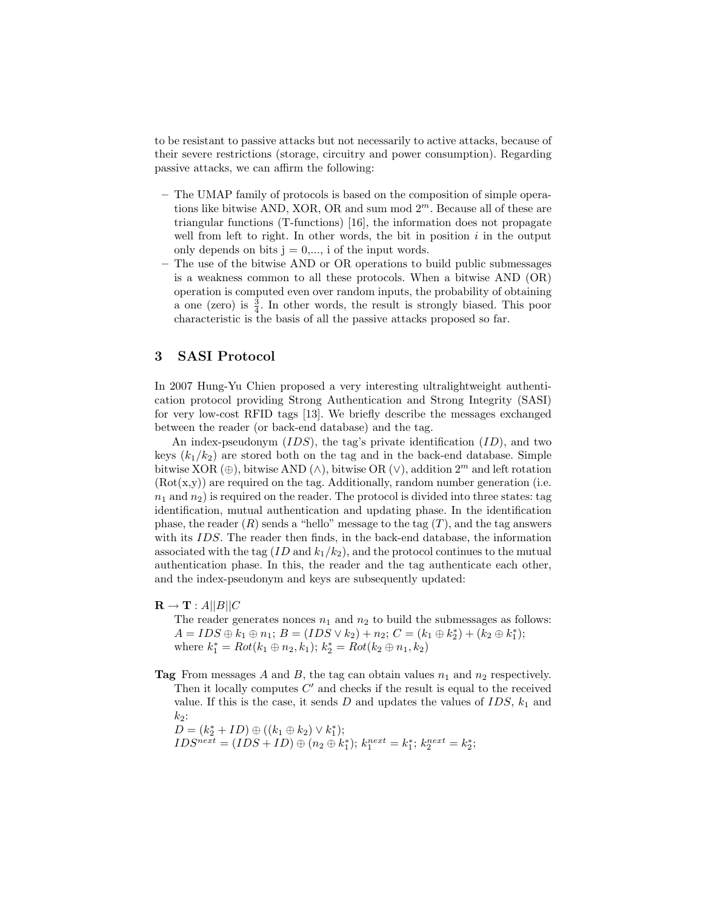to be resistant to passive attacks but not necessarily to active attacks, because of their severe restrictions (storage, circuitry and power consumption). Regarding passive attacks, we can affirm the following:

- The UMAP family of protocols is based on the composition of simple operations like bitwise AND, XOR, OR and sum mod $2^m$. Because all of these are triangular functions (T-functions) [16], the information does not propagate well from left to right. In other words, the bit in position $i$ in the output only depends on bits j = 0,..., i of the input words.
- The use of the bitwise AND or OR operations to build public submessages is a weakness common to all these protocols. When a bitwise AND (OR) operation is computed even over random inputs, the probability of obtaining a one (zero) is $\frac{3}{4}$. In other words, the result is strongly biased. This poor characteristic is the basis of all the passive attacks proposed so far.

## 3 SASI Protocol

In 2007 Hung-Yu Chien proposed a very interesting ultralightweight authentication protocol providing Strong Authentication and Strong Integrity (SASI) for very low-cost RFID tags [13]. We briefly describe the messages exchanged between the reader (or back-end database) and the tag.

An index-pseudonym ($IDS$), the tag's private identification ($ID$), and two keys ($k_1/k_2$) are stored both on the tag and in the back-end database. Simple bitwise XOR ($\oplus$), bitwise AND ($\wedge$), bitwise OR ($\vee$), addition $2^m$ and left rotation (Rot(x,y)) are required on the tag. Additionally, random number generation (i.e. $n_1$ and $n_2$) is required on the reader. The protocol is divided into three states: tag identification, mutual authentication and updating phase. In the identification phase, the reader ($R$) sends a "hello" message to the tag ($T$), and the tag answers with its $IDS$. The reader then finds, in the back-end database, the information associated with the tag ($ID$ and $k_1/k_2$), and the protocol continues to the mutual authentication phase. In this, the reader and the tag authenticate each other, and the index-pseudonym and keys are subsequently updated:

**R** $\rightarrow$ **T** : $A||B||C$

The reader generates nonces $n_1$ and $n_2$ to build the submessages as follows: $A = IDS \oplus k_1 \oplus n_1$; $B = (IDS \vee k_2) + n_2$; $C = (k_1 \oplus k_2^*) + (k_2 \oplus k_1^*)$; where $k_1^* = Rot(k_1 \oplus n_2, k_1)$; $k_2^* = Rot(k_2 \oplus n_1, k_2)$

**Tag** From messages $A$ and $B$, the tag can obtain values $n_1$ and $n_2$ respectively. Then it locally computes $C'$ and checks if the result is equal to the received value. If this is the case, it sends $D$ and updates the values of $IDS$, $k_1$ and $k_2$:

$D = (k_2^* + ID) \oplus ((k_1 \oplus k_2) \vee k_1^*)$;
$IDS^{next} = (IDS + ID) \oplus (n_2 \oplus k_1^*)$; $k_1^{next} = k_1^*$; $k_2^{next} = k_2^*$;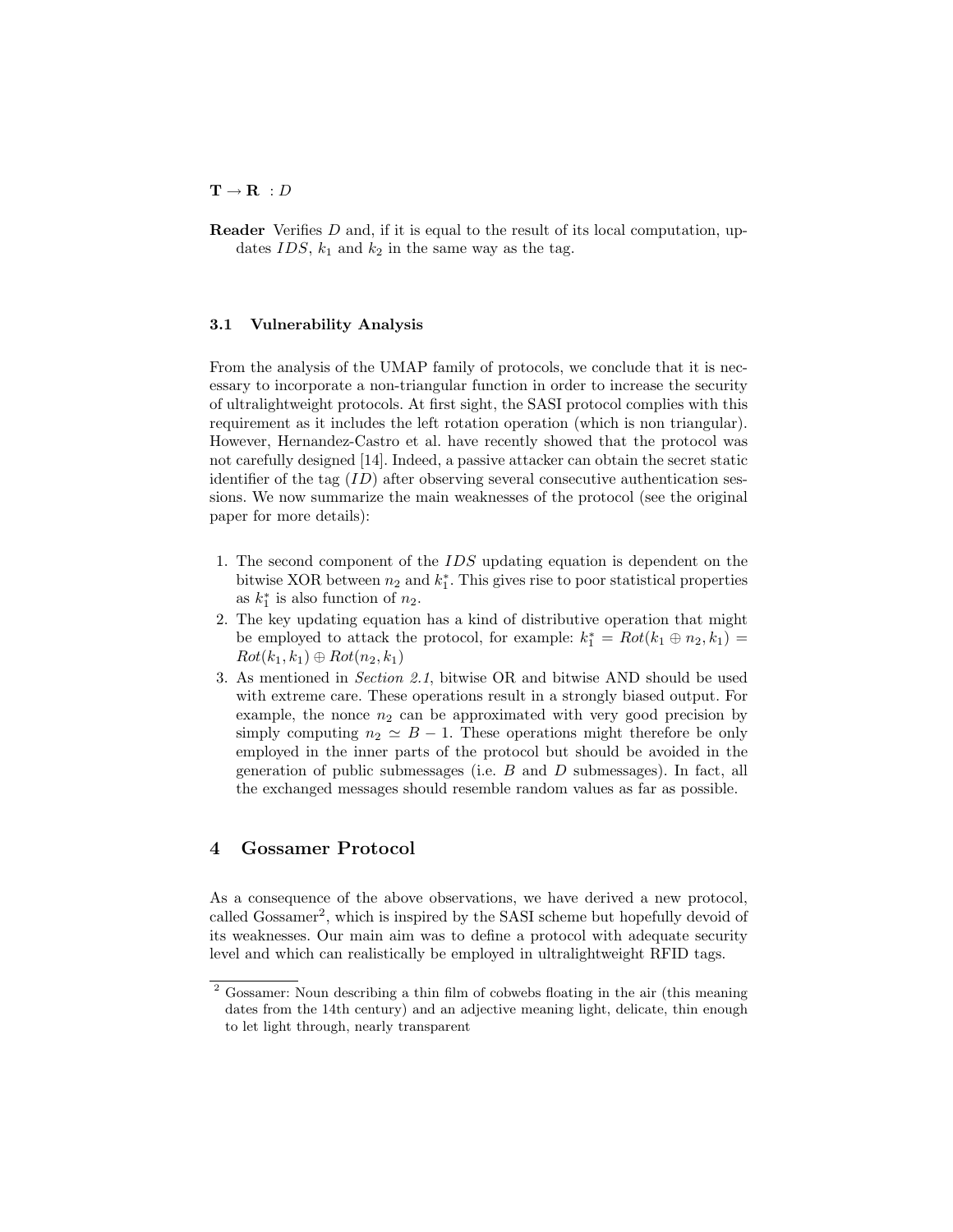**T → R** : $D$

**Reader** Verifies $D$ and, if it is equal to the result of its local computation, updates $IDS$, $k_1$ and $k_2$ in the same way as the tag.

### 3.1 Vulnerability Analysis

From the analysis of the UMAP family of protocols, we conclude that it is necessary to incorporate a non-triangular function in order to increase the security of ultralightweight protocols. At first sight, the SASI protocol complies with this requirement as it includes the left rotation operation (which is non triangular). However, Hernandez-Castro et al. have recently showed that the protocol was not carefully designed [14]. Indeed, a passive attacker can obtain the secret static identifier of the tag ($ID$) after observing several consecutive authentication sessions. We now summarize the main weaknesses of the protocol (see the original paper for more details):

1. The second component of the $IDS$ updating equation is dependent on the bitwise XOR between $n_2$ and $k_1^*$. This gives rise to poor statistical properties as $k_1^*$ is also function of $n_2$.
2. The key updating equation has a kind of distributive operation that might be employed to attack the protocol, for example: $k_1^* = Rot(k_1 \oplus n_2, k_1) = Rot(k_1, k_1) \oplus Rot(n_2, k_1)$
3. As mentioned in *Section 2.1*, bitwise OR and bitwise AND should be used with extreme care. These operations result in a strongly biased output. For example, the nonce $n_2$ can be approximated with very good precision by simply computing $n_2 \simeq B - 1$. These operations might therefore be only employed in the inner parts of the protocol but should be avoided in the generation of public submessages (i.e. $B$ and $D$ submessages). In fact, all the exchanged messages should resemble random values as far as possible.

## 4 Gossamer Protocol

As a consequence of the above observations, we have derived a new protocol, called Gossamer[2], which is inspired by the SASI scheme but hopefully devoid of its weaknesses. Our main aim was to define a protocol with adequate security level and which can realistically be employed in ultralightweight RFID tags.

[2] Gossamer: Noun describing a thin film of cobwebs floating in the air (this meaning dates from the 14th century) and an adjective meaning light, delicate, thin enough to let light through, nearly transparent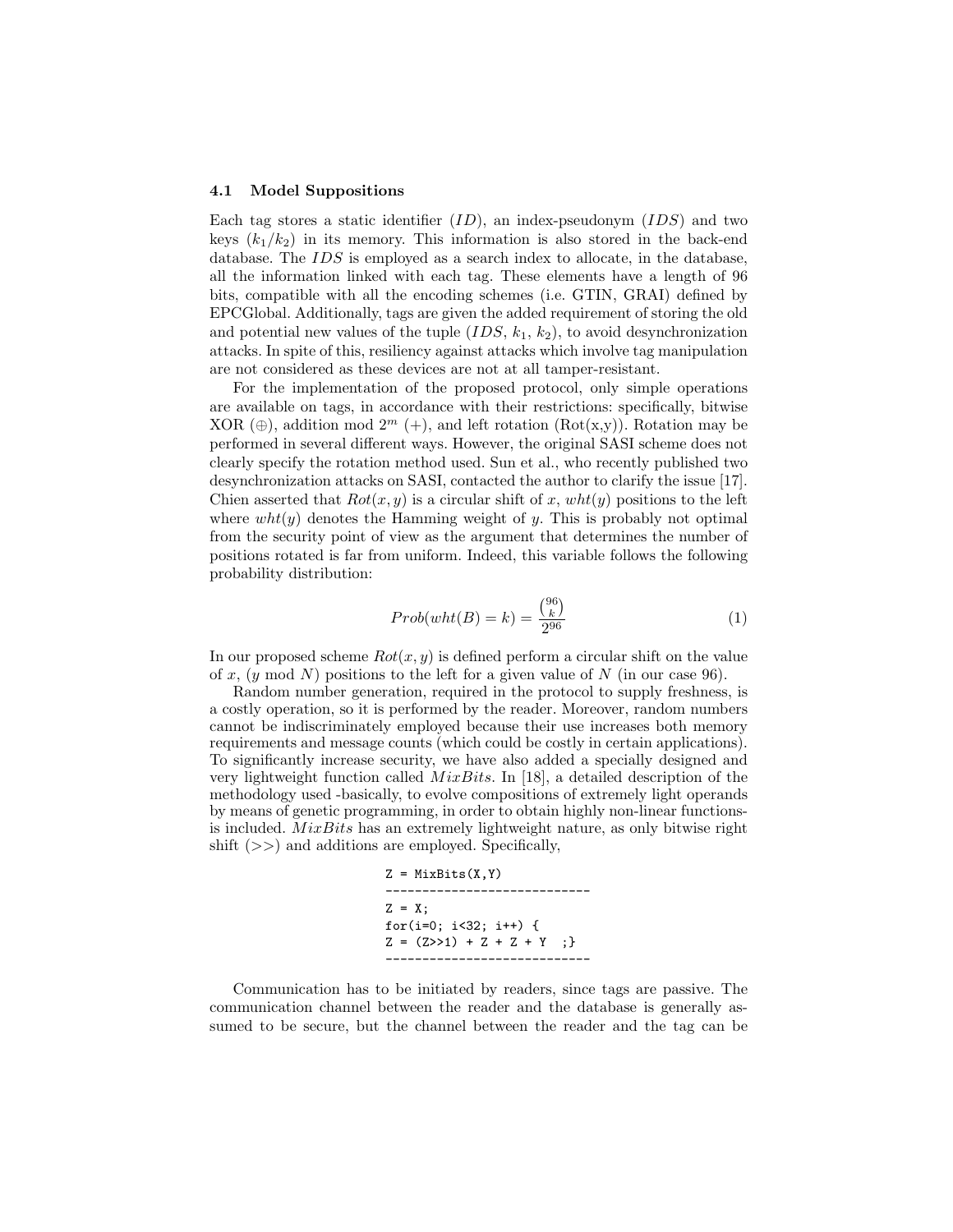### 4.1 Model Suppositions

Each tag stores a static identifier ($ID$), an index-pseudonym ($IDS$) and two keys ($k_1/k_2$) in its memory. This information is also stored in the back-end database. The $IDS$ is employed as a search index to allocate, in the database, all the information linked with each tag. These elements have a length of 96 bits, compatible with all the encoding schemes (i.e. GTIN, GRAI) defined by EPCGlobal. Additionally, tags are given the added requirement of storing the old and potential new values of the tuple ($IDS$, $k_1$, $k_2$), to avoid desynchronization attacks. In spite of this, resiliency against attacks which involve tag manipulation are not considered as these devices are not at all tamper-resistant.

For the implementation of the proposed protocol, only simple operations are available on tags, in accordance with their restrictions: specifically, bitwise XOR ($\oplus$), addition mod $2^m$ ($+$), and left rotation (Rot(x,y)). Rotation may be performed in several different ways. However, the original SASI scheme does not clearly specify the rotation method used. Sun et al., who recently published two desynchronization attacks on SASI, contacted the author to clarify the issue [17]. Chien asserted that $Rot(x, y)$ is a circular shift of $x$, $wht(y)$ positions to the left where $wht(y)$ denotes the Hamming weight of $y$. This is probably not optimal from the security point of view as the argument that determines the number of positions rotated is far from uniform. Indeed, this variable follows the following probability distribution:

$$Prob(wht(B) = k) = \frac{\binom{96}{k}}{2^{96}} \tag{1}$$

In our proposed scheme $Rot(x, y)$ is defined perform a circular shift on the value of $x$, ($y$ mod $N$) positions to the left for a given value of $N$ (in our case 96).

Random number generation, required in the protocol to supply freshness, is a costly operation, so it is performed by the reader. Moreover, random numbers cannot be indiscriminately employed because their use increases both memory requirements and message counts (which could be costly in certain applications). To significantly increase security, we have also added a specially designed and very lightweight function called $MixBits$. In [18], a detailed description of the methodology used -basically, to evolve compositions of extremely light operands by means of genetic programming, in order to obtain highly non-linear functions- is included. $MixBits$ has an extremely lightweight nature, as only bitwise right shift (>>) and additions are employed. Specifically,

```
Z = MixBits(X,Y)
----------------------------
Z = X;
for(i=0; i<32; i++) {
Z = (Z>>1) + Z + Z + Y  ;}
----------------------------
```

Communication has to be initiated by readers, since tags are passive. The communication channel between the reader and the database is generally assumed to be secure, but the channel between the reader and the tag can be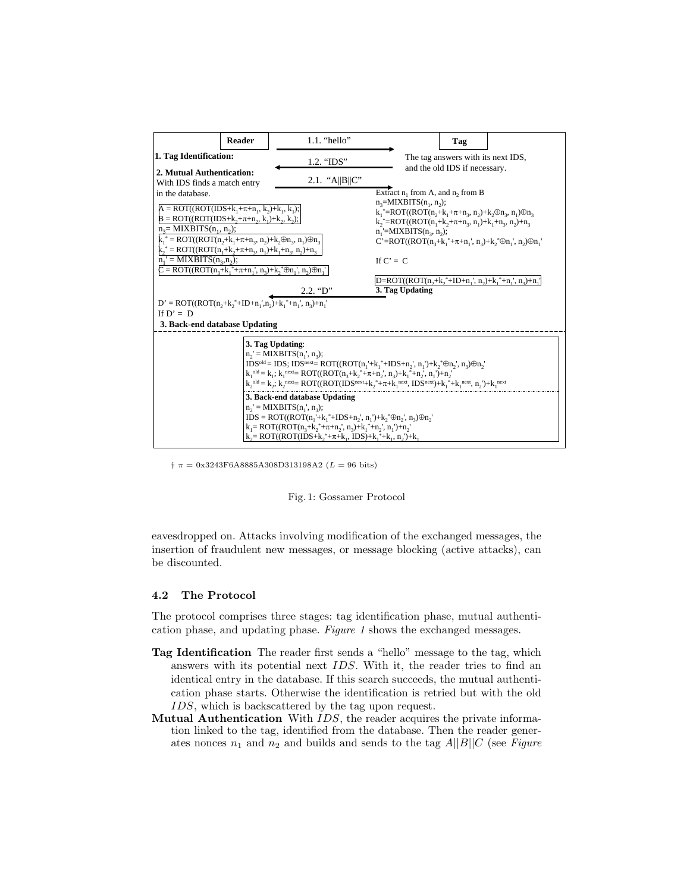**Reader** | **Tag**

1.1. "hello" →

**1. Tag Identification:**

← 1.2. "IDS"

The tag answers with its next IDS, and the old IDS if necessary.

**2. Mutual Authentication:**
With IDS finds a match entry in the database.

2.1. "A||B||C" →

$A = ROT((ROT(IDS+k_1+\pi+n_1, k_2)+k_1, k_1);$
$B = ROT((ROT(IDS+k_2+\pi+n_2, k_1)+k_2, k_2);$
$n_3 = MIXBITS(n_1, n_2);$
$k_1^* = ROT((ROT(n_2+k_1+\pi+n_3, n_2)+k_2 \oplus n_3, n_1) \oplus n_3$
$k_2^* = ROT((ROT(n_1+k_2+\pi+n_3, n_1)+k_1+n_3, n_2)+n_3$
$n_1' = MIXBITS(n_3, n_2);$
$C = ROT((ROT(n_3+k_1^*+\pi+n_1', n_3)+k_2^* \oplus n_1', n_2) \oplus n_1'$

Extract $n_1$ from A, and $n_2$ from B
$n_3 = MIXBITS(n_1, n_2);$
$k_1^* = ROT((ROT(n_2+k_1+\pi+n_3, n_2)+k_2 \oplus n_3, n_1) \oplus n_3$
$k_2^* = ROT((ROT(n_1+k_2+\pi+n_3, n_1)+k_1+n_3, n_2)+n_3$
$n_1' = MIXBITS(n_3, n_2);$
$C' = ROT((ROT(n_3+k_1^*+\pi+n_1', n_3)+k_2^* \oplus n_1', n_2) \oplus n_1'$

If C' = C

$D = ROT((ROT(n_2+k_2^*+ID+n_1', n_2)+k_1^*+n_1', n_3)+n_1'$

**3. Tag Updating**

← 2.2. "D"

$D' = ROT((ROT(n_2+k_2^*+ID+n_1', n_2)+k_1^*+n_1', n_3)+n_1'$
If D' = D

**3. Back-end database Updating**

---

**3. Tag Updating**:
$n_2' = MIXBITS(n_1', n_3);$
$IDS^{old} = IDS; IDS^{next} = ROT((ROT(n_1'+k_1^*+IDS+n_2', n_1')+k_2^* \oplus n_2', n_3) \oplus n_2'$
$k_1^{old} = k_1; k_1^{next} = ROT((ROT(n_3+k_2^*+\pi+n_2', n_3)+k_1^*+n_2', n_1')+n_2'$
$k_2^{old} = k_2; k_2^{next} = ROT((ROT(IDS^{next}+k_2^*+\pi+k_1^{next}, IDS^{next})+k_1^*+k_1^{next}, n_2')+k_1^{next}$

**3. Back-end database Updating**
$n_2' = MIXBITS(n_1', n_3);$
$IDS = ROT((ROT(n_1'+k_1^*+IDS+n_2', n_1')+k_2^* \oplus n_2', n_3) \oplus n_2'$
$k_1 = ROT((ROT(n_3+k_2^*+\pi+n_2', n_3)+k_1^*+n_2', n_1')+n_2'$
$k_2 = ROT((ROT(IDS+k_2^*+\pi+k_1, IDS)+k_1^*+k_1, n_2')+k_1$

† $\pi$ = 0x3243F6A8885A308D313198A2 ($L$ = 96 bits)

Fig. 1: Gossamer Protocol

eavesdropped on. Attacks involving modification of the exchanged messages, the insertion of fraudulent new messages, or message blocking (active attacks), can be discounted.

### 4.2 The Protocol

The protocol comprises three stages: tag identification phase, mutual authentication phase, and updating phase. *Figure 1* shows the exchanged messages.

- **Tag Identification** The reader first sends a "hello" message to the tag, which answers with its potential next $IDS$. With it, the reader tries to find an identical entry in the database. If this search succeeds, the mutual authentication phase starts. Otherwise the identification is retried but with the old $IDS$, which is backscattered by the tag upon request.
- **Mutual Authentication** With $IDS$, the reader acquires the private information linked to the tag, identified from the database. Then the reader generates nonces $n_1$ and $n_2$ and builds and sends to the tag $A||B||C$ (see *Figure*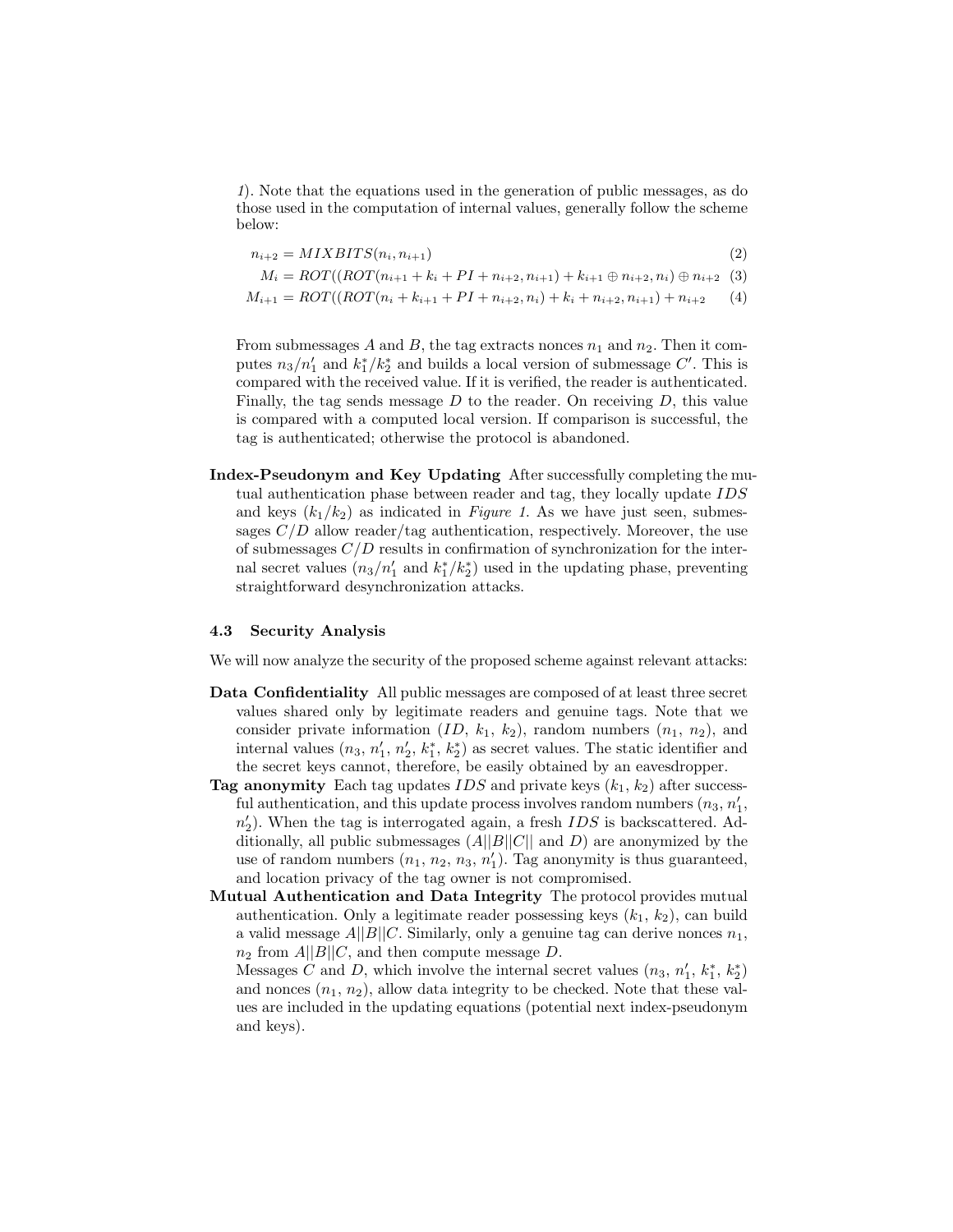*1*). Note that the equations used in the generation of public messages, as do those used in the computation of internal values, generally follow the scheme below:

$$n_{i+2} = MIXBITS(n_i, n_{i+1}) \tag{2}$$

$$M_i = ROT((ROT(n_{i+1} + k_i + PI + n_{i+2}, n_{i+1}) + k_{i+1} \oplus n_{i+2}, n_i) \oplus n_{i+2} \tag{3}$$

$$M_{i+1} = ROT((ROT(n_i + k_{i+1} + PI + n_{i+2}, n_i) + k_i + n_{i+2}, n_{i+1}) + n_{i+2} \tag{4}$$

From submessages $A$ and $B$, the tag extracts nonces $n_1$ and $n_2$. Then it computes $n_3/n'_1$ and $k^*_1/k^*_2$ and builds a local version of submessage $C'$. This is compared with the received value. If it is verified, the reader is authenticated. Finally, the tag sends message $D$ to the reader. On receiving $D$, this value is compared with a computed local version. If comparison is successful, the tag is authenticated; otherwise the protocol is abandoned.

**Index-Pseudonym and Key Updating** After successfully completing the mutual authentication phase between reader and tag, they locally update $IDS$ and keys $(k_1/k_2)$ as indicated in *Figure 1*. As we have just seen, submessages $C/D$ allow reader/tag authentication, respectively. Moreover, the use of submessages $C/D$ results in confirmation of synchronization for the internal secret values ($n_3/n'_1$ and $k^*_1/k^*_2$) used in the updating phase, preventing straightforward desynchronization attacks.

### 4.3 Security Analysis

We will now analyze the security of the proposed scheme against relevant attacks:

**Data Confidentiality** All public messages are composed of at least three secret values shared only by legitimate readers and genuine tags. Note that we consider private information ($ID$, $k_1$, $k_2$), random numbers ($n_1$, $n_2$), and internal values ($n_3$, $n'_1$, $n'_2$, $k^*_1$, $k^*_2$) as secret values. The static identifier and the secret keys cannot, therefore, be easily obtained by an eavesdropper.

**Tag anonymity** Each tag updates $IDS$ and private keys $(k_1, k_2)$ after successful authentication, and this update process involves random numbers ($n_3$, $n'_1$, $n'_2$). When the tag is interrogated again, a fresh $IDS$ is backscattered. Additionally, all public submessages ($A||B||C||$ and $D$) are anonymized by the use of random numbers ($n_1$, $n_2$, $n_3$, $n'_1$). Tag anonymity is thus guaranteed, and location privacy of the tag owner is not compromised.

**Mutual Authentication and Data Integrity** The protocol provides mutual authentication. Only a legitimate reader possessing keys ($k_1$, $k_2$), can build a valid message $A||B||C$. Similarly, only a genuine tag can derive nonces $n_1$, $n_2$ from $A||B||C$, and then compute message $D$.

Messages $C$ and $D$, which involve the internal secret values ($n_3$, $n'_1$, $k^*_1$, $k^*_2$) and nonces ($n_1$, $n_2$), allow data integrity to be checked. Note that these values are included in the updating equations (potential next index-pseudonym and keys).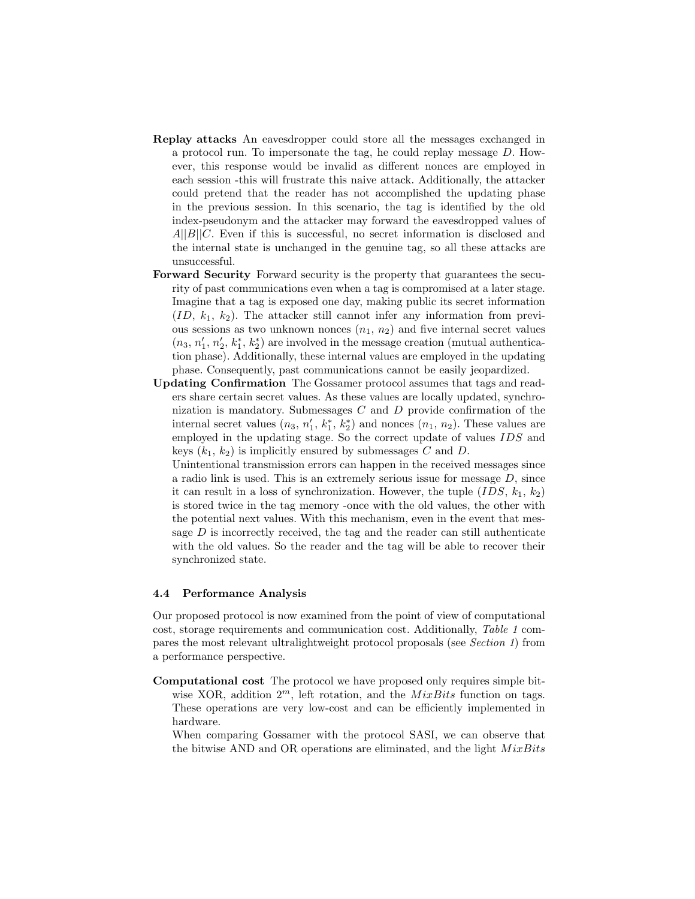**Replay attacks** An eavesdropper could store all the messages exchanged in a protocol run. To impersonate the tag, he could replay message $D$. However, this response would be invalid as different nonces are employed in each session -this will frustrate this naive attack. Additionally, the attacker could pretend that the reader has not accomplished the updating phase in the previous session. In this scenario, the tag is identified by the old index-pseudonym and the attacker may forward the eavesdropped values of $A||B||C$. Even if this is successful, no secret information is disclosed and the internal state is unchanged in the genuine tag, so all these attacks are unsuccessful.

**Forward Security** Forward security is the property that guarantees the security of past communications even when a tag is compromised at a later stage. Imagine that a tag is exposed one day, making public its secret information ($ID$, $k_1$, $k_2$). The attacker still cannot infer any information from previous sessions as two unknown nonces ($n_1$, $n_2$) and five internal secret values ($n_3$, $n'_1$, $n'_2$, $k^*_1$, $k^*_2$) are involved in the message creation (mutual authentication phase). Additionally, these internal values are employed in the updating phase. Consequently, past communications cannot be easily jeopardized.

**Updating Confirmation** The Gossamer protocol assumes that tags and readers share certain secret values. As these values are locally updated, synchronization is mandatory. Submessages $C$ and $D$ provide confirmation of the internal secret values ($n_3$, $n'_1$, $k^*_1$, $k^*_2$) and nonces ($n_1$, $n_2$). These values are employed in the updating stage. So the correct update of values $IDS$ and keys ($k_1$, $k_2$) is implicitly ensured by submessages $C$ and $D$.

Unintentional transmission errors can happen in the received messages since a radio link is used. This is an extremely serious issue for message $D$, since it can result in a loss of synchronization. However, the tuple ($IDS$, $k_1$, $k_2$) is stored twice in the tag memory -once with the old values, the other with the potential next values. With this mechanism, even in the event that message $D$ is incorrectly received, the tag and the reader can still authenticate with the old values. So the reader and the tag will be able to recover their synchronized state.

### 4.4 Performance Analysis

Our proposed protocol is now examined from the point of view of computational cost, storage requirements and communication cost. Additionally, *Table 1* compares the most relevant ultralightweight protocol proposals (see *Section 1*) from a performance perspective.

**Computational cost** The protocol we have proposed only requires simple bitwise XOR, addition $2^m$, left rotation, and the $MixBits$ function on tags. These operations are very low-cost and can be efficiently implemented in hardware.

When comparing Gossamer with the protocol SASI, we can observe that the bitwise AND and OR operations are eliminated, and the light $MixBits$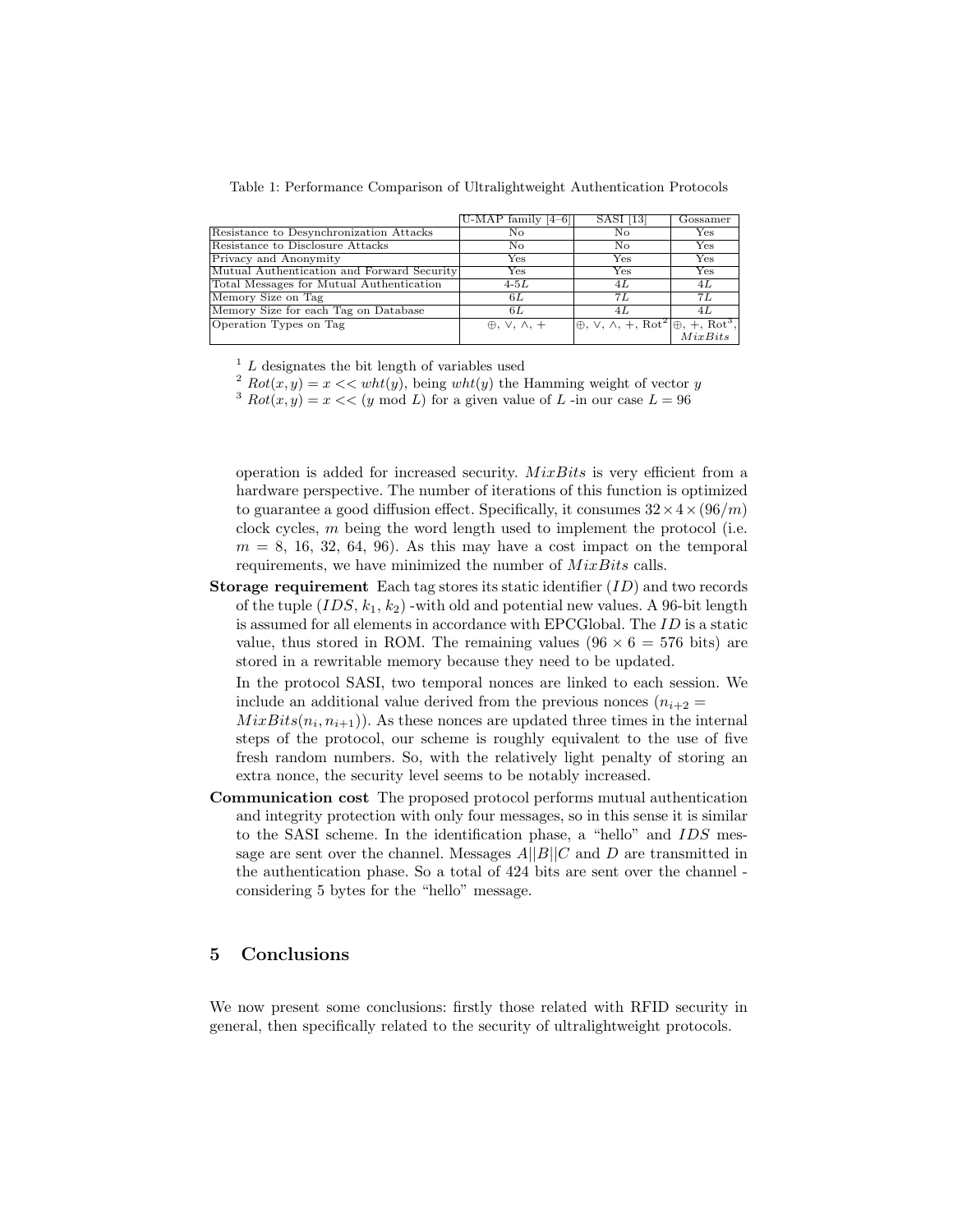Table 1: Performance Comparison of Ultralightweight Authentication Protocols

| | U-MAP family [4–6] | SASI [13] | Gossamer |
|---|---|---|---|
| Resistance to Desynchronization Attacks | No | No | Yes |
| Resistance to Disclosure Attacks | No | No | Yes |
| Privacy and Anonymity | Yes | Yes | Yes |
| Mutual Authentication and Forward Security | Yes | Yes | Yes |
| Total Messages for Mutual Authentication | 4-5$L$ | 4$L$ | 4$L$ |
| Memory Size on Tag | 6$L$ | 7$L$ | 7$L$ |
| Memory Size for each Tag on Database | 6$L$ | 4$L$ | 4$L$ |
| Operation Types on Tag | $\oplus$, $\vee$, $\wedge$, $+$ | $\oplus$, $\vee$, $\wedge$, $+$, Rot[2] | $\oplus$, $+$, Rot[3], $MixBits$ |

[1] $L$ designates the bit length of variables used

[2] $Rot(x, y) = x << wht(y)$, being $wht(y)$ the Hamming weight of vector $y$

[3] $Rot(x, y) = x << (y \bmod L)$ for a given value of $L$ -in our case $L = 96$

operation is added for increased security. $MixBits$ is very efficient from a hardware perspective. The number of iterations of this function is optimized to guarantee a good diffusion effect. Specifically, it consumes $32 \times 4 \times (96/m)$ clock cycles, $m$ being the word length used to implement the protocol (i.e. $m$ = 8, 16, 32, 64, 96). As this may have a cost impact on the temporal requirements, we have minimized the number of $MixBits$ calls.

**Storage requirement** Each tag stores its static identifier ($ID$) and two records of the tuple ($IDS$, $k_1$, $k_2$) -with old and potential new values. A 96-bit length is assumed for all elements in accordance with EPCGlobal. The $ID$ is a static value, thus stored in ROM. The remaining values ($96 \times 6 = 576$ bits) are stored in a rewritable memory because they need to be updated.

In the protocol SASI, two temporal nonces are linked to each session. We include an additional value derived from the previous nonces ($n_{i+2} = MixBits(n_i, n_{i+1})$). As these nonces are updated three times in the internal steps of the protocol, our scheme is roughly equivalent to the use of five fresh random numbers. So, with the relatively light penalty of storing an extra nonce, the security level seems to be notably increased.

**Communication cost** The proposed protocol performs mutual authentication and integrity protection with only four messages, so in this sense it is similar to the SASI scheme. In the identification phase, a "hello" and $IDS$ message are sent over the channel. Messages $A||B||C$ and $D$ are transmitted in the authentication phase. So a total of 424 bits are sent over the channel - considering 5 bytes for the "hello" message.

## 5 Conclusions

We now present some conclusions: firstly those related with RFID security in general, then specifically related to the security of ultralightweight protocols.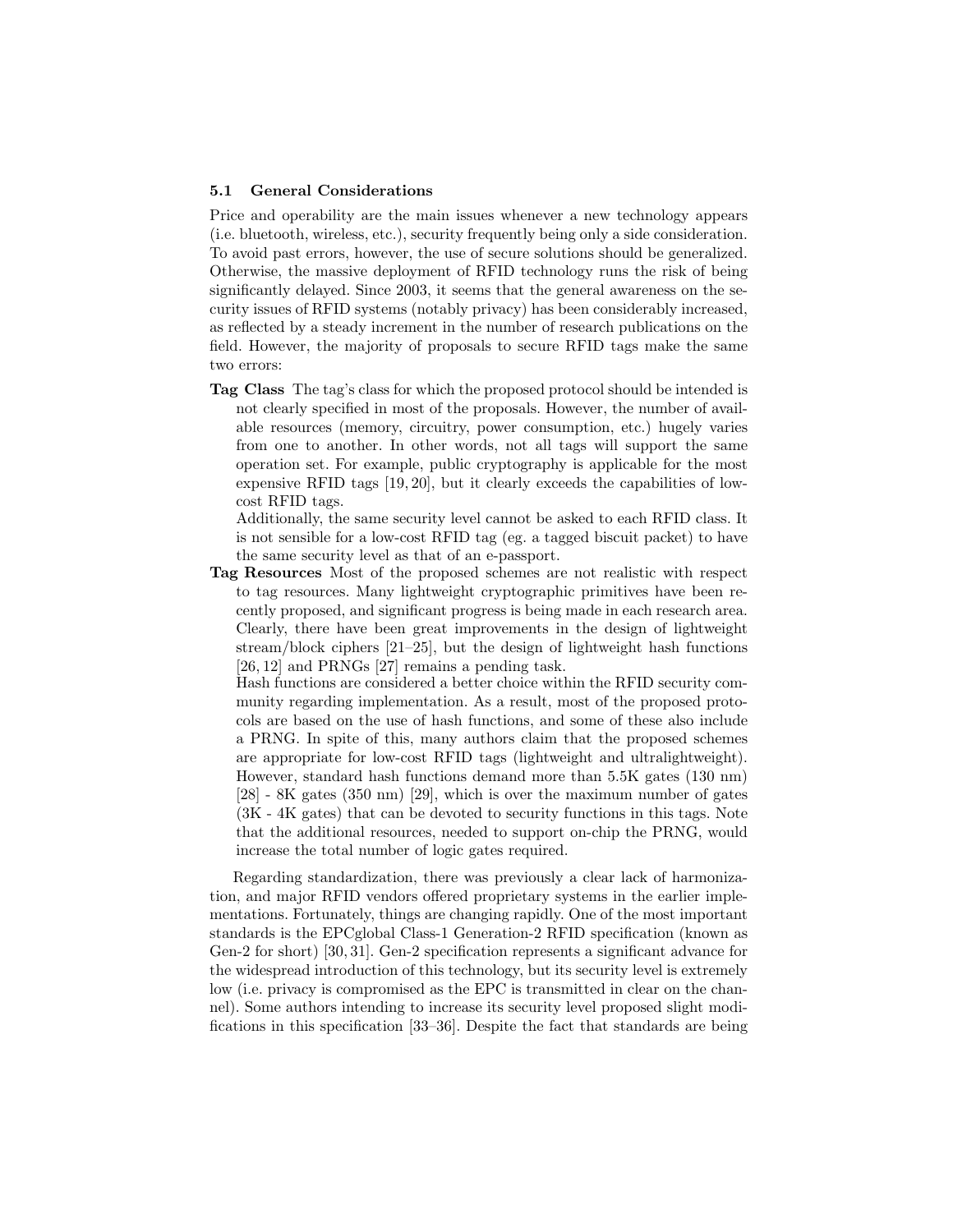### 5.1 General Considerations

Price and operability are the main issues whenever a new technology appears (i.e. bluetooth, wireless, etc.), security frequently being only a side consideration. To avoid past errors, however, the use of secure solutions should be generalized. Otherwise, the massive deployment of RFID technology runs the risk of being significantly delayed. Since 2003, it seems that the general awareness on the security issues of RFID systems (notably privacy) has been considerably increased, as reflected by a steady increment in the number of research publications on the field. However, the majority of proposals to secure RFID tags make the same two errors:

**Tag Class** The tag's class for which the proposed protocol should be intended is not clearly specified in most of the proposals. However, the number of available resources (memory, circuitry, power consumption, etc.) hugely varies from one to another. In other words, not all tags will support the same operation set. For example, public cryptography is applicable for the most expensive RFID tags [19, 20], but it clearly exceeds the capabilities of low-cost RFID tags.

Additionally, the same security level cannot be asked to each RFID class. It is not sensible for a low-cost RFID tag (eg. a tagged biscuit packet) to have the same security level as that of an e-passport.

**Tag Resources** Most of the proposed schemes are not realistic with respect to tag resources. Many lightweight cryptographic primitives have been recently proposed, and significant progress is being made in each research area. Clearly, there have been great improvements in the design of lightweight stream/block ciphers [21–25], but the design of lightweight hash functions [26, 12] and PRNGs [27] remains a pending task.

Hash functions are considered a better choice within the RFID security community regarding implementation. As a result, most of the proposed protocols are based on the use of hash functions, and some of these also include a PRNG. In spite of this, many authors claim that the proposed schemes are appropriate for low-cost RFID tags (lightweight and ultralightweight). However, standard hash functions demand more than 5.5K gates (130 nm) [28] - 8K gates (350 nm) [29], which is over the maximum number of gates (3K - 4K gates) that can be devoted to security functions in this tags. Note that the additional resources, needed to support on-chip the PRNG, would increase the total number of logic gates required.

Regarding standardization, there was previously a clear lack of harmonization, and major RFID vendors offered proprietary systems in the earlier implementations. Fortunately, things are changing rapidly. One of the most important standards is the EPCglobal Class-1 Generation-2 RFID specification (known as Gen-2 for short) [30, 31]. Gen-2 specification represents a significant advance for the widespread introduction of this technology, but its security level is extremely low (i.e. privacy is compromised as the EPC is transmitted in clear on the channel). Some authors intending to increase its security level proposed slight modifications in this specification [33–36]. Despite the fact that standards are being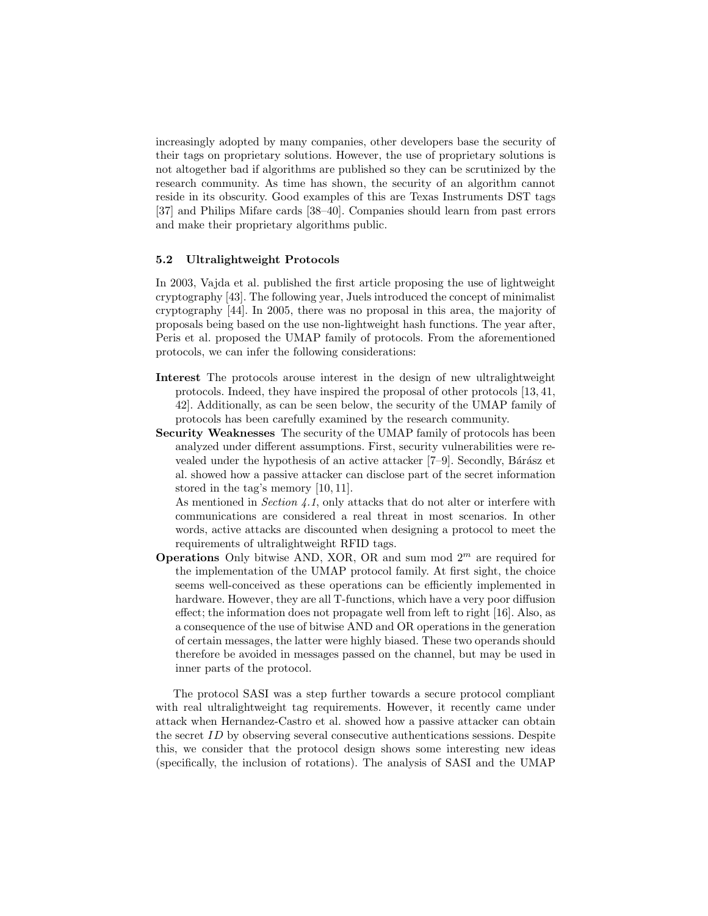increasingly adopted by many companies, other developers base the security of their tags on proprietary solutions. However, the use of proprietary solutions is not altogether bad if algorithms are published so they can be scrutinized by the research community. As time has shown, the security of an algorithm cannot reside in its obscurity. Good examples of this are Texas Instruments DST tags [37] and Philips Mifare cards [38–40]. Companies should learn from past errors and make their proprietary algorithms public.

### 5.2 Ultralightweight Protocols

In 2003, Vajda et al. published the first article proposing the use of lightweight cryptography [43]. The following year, Juels introduced the concept of minimalist cryptography [44]. In 2005, there was no proposal in this area, the majority of proposals being based on the use non-lightweight hash functions. The year after, Peris et al. proposed the UMAP family of protocols. From the aforementioned protocols, we can infer the following considerations:

- **Interest** The protocols arouse interest in the design of new ultralightweight protocols. Indeed, they have inspired the proposal of other protocols [13, 41, 42]. Additionally, as can be seen below, the security of the UMAP family of protocols has been carefully examined by the research community.
- **Security Weaknesses** The security of the UMAP family of protocols has been analyzed under different assumptions. First, security vulnerabilities were revealed under the hypothesis of an active attacker [7–9]. Secondly, Bárász et al. showed how a passive attacker can disclose part of the secret information stored in the tag's memory [10, 11].
  As mentioned in *Section 4.1*, only attacks that do not alter or interfere with communications are considered a real threat in most scenarios. In other words, active attacks are discounted when designing a protocol to meet the requirements of ultralightweight RFID tags.
- **Operations** Only bitwise AND, XOR, OR and sum mod $2^m$ are required for the implementation of the UMAP protocol family. At first sight, the choice seems well-conceived as these operations can be efficiently implemented in hardware. However, they are all T-functions, which have a very poor diffusion effect; the information does not propagate well from left to right [16]. Also, as a consequence of the use of bitwise AND and OR operations in the generation of certain messages, the latter were highly biased. These two operands should therefore be avoided in messages passed on the channel, but may be used in inner parts of the protocol.

The protocol SASI was a step further towards a secure protocol compliant with real ultralightweight tag requirements. However, it recently came under attack when Hernandez-Castro et al. showed how a passive attacker can obtain the secret $ID$ by observing several consecutive authentications sessions. Despite this, we consider that the protocol design shows some interesting new ideas (specifically, the inclusion of rotations). The analysis of SASI and the UMAP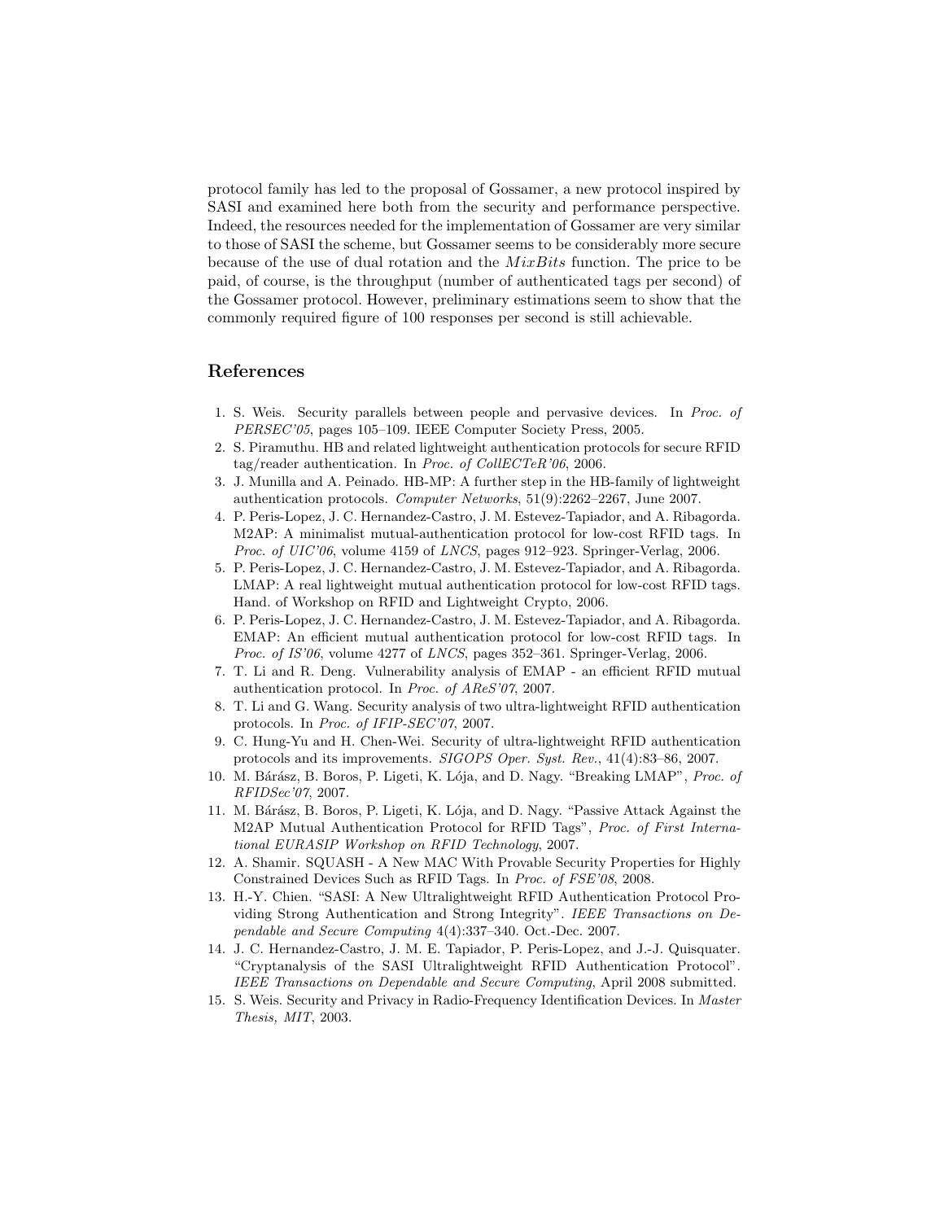protocol family has led to the proposal of Gossamer, a new protocol inspired by SASI and examined here both from the security and performance perspective. Indeed, the resources needed for the implementation of Gossamer are very similar to those of SASI the scheme, but Gossamer seems to be considerably more secure because of the use of dual rotation and the $MixBits$ function. The price to be paid, of course, is the throughput (number of authenticated tags per second) of the Gossamer protocol. However, preliminary estimations seem to show that the commonly required figure of 100 responses per second is still achievable.

## References

1. S. Weis. Security parallels between people and pervasive devices. In *Proc. of PERSEC'05*, pages 105–109. IEEE Computer Society Press, 2005.
2. S. Piramuthu. HB and related lightweight authentication protocols for secure RFID tag/reader authentication. In *Proc. of CollECTeR'06*, 2006.
3. J. Munilla and A. Peinado. HB-MP: A further step in the HB-family of lightweight authentication protocols. *Computer Networks*, 51(9):2262–2267, June 2007.
4. P. Peris-Lopez, J. C. Hernandez-Castro, J. M. Estevez-Tapiador, and A. Ribagorda. M2AP: A minimalist mutual-authentication protocol for low-cost RFID tags. In *Proc. of UIC'06*, volume 4159 of *LNCS*, pages 912–923. Springer-Verlag, 2006.
5. P. Peris-Lopez, J. C. Hernandez-Castro, J. M. Estevez-Tapiador, and A. Ribagorda. LMAP: A real lightweight mutual authentication protocol for low-cost RFID tags. Hand. of Workshop on RFID and Lightweight Crypto, 2006.
6. P. Peris-Lopez, J. C. Hernandez-Castro, J. M. Estevez-Tapiador, and A. Ribagorda. EMAP: An efficient mutual authentication protocol for low-cost RFID tags. In *Proc. of IS'06*, volume 4277 of *LNCS*, pages 352–361. Springer-Verlag, 2006.
7. T. Li and R. Deng. Vulnerability analysis of EMAP - an efficient RFID mutual authentication protocol. In *Proc. of AReS'07*, 2007.
8. T. Li and G. Wang. Security analysis of two ultra-lightweight RFID authentication protocols. In *Proc. of IFIP-SEC'07*, 2007.
9. C. Hung-Yu and H. Chen-Wei. Security of ultra-lightweight RFID authentication protocols and its improvements. *SIGOPS Oper. Syst. Rev.*, 41(4):83–86, 2007.
10. M. Bárász, B. Boros, P. Ligeti, K. Lója, and D. Nagy. "Breaking LMAP", *Proc. of RFIDSec'07*, 2007.
11. M. Bárász, B. Boros, P. Ligeti, K. Lója, and D. Nagy. "Passive Attack Against the M2AP Mutual Authentication Protocol for RFID Tags", *Proc. of First International EURASIP Workshop on RFID Technology*, 2007.
12. A. Shamir. SQUASH - A New MAC With Provable Security Properties for Highly Constrained Devices Such as RFID Tags. In *Proc. of FSE'08*, 2008.
13. H.-Y. Chien. "SASI: A New Ultralightweight RFID Authentication Protocol Providing Strong Authentication and Strong Integrity". *IEEE Transactions on Dependable and Secure Computing* 4(4):337–340. Oct.-Dec. 2007.
14. J. C. Hernandez-Castro, J. M. E. Tapiador, P. Peris-Lopez, and J.-J. Quisquater. "Cryptanalysis of the SASI Ultralightweight RFID Authentication Protocol". *IEEE Transactions on Dependable and Secure Computing*, April 2008 submitted.
15. S. Weis. Security and Privacy in Radio-Frequency Identification Devices. In *Master Thesis, MIT*, 2003.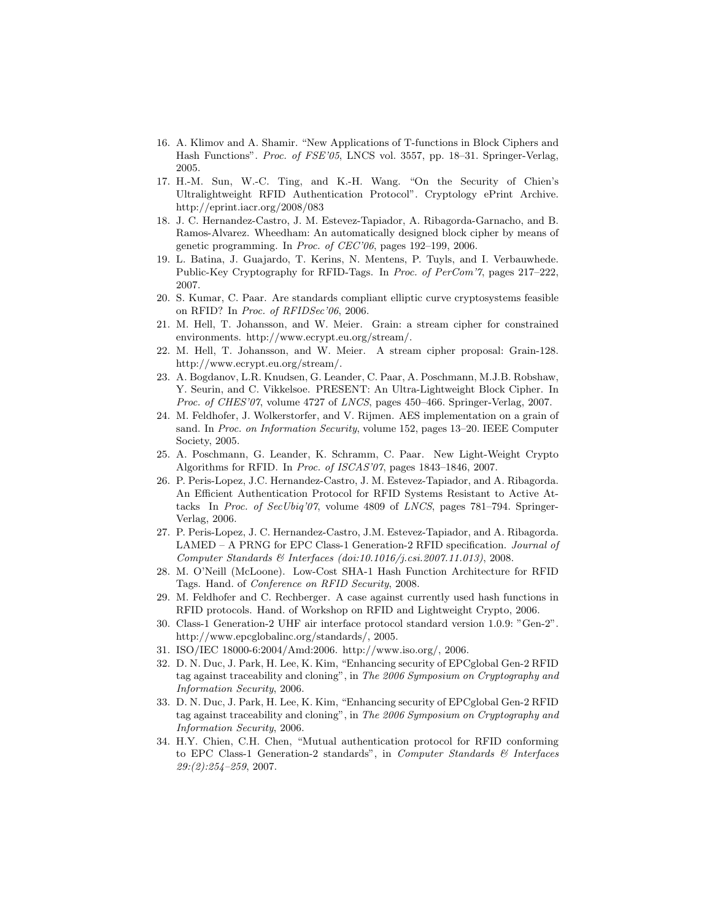16. A. Klimov and A. Shamir. “New Applications of T-functions in Block Ciphers and Hash Functions”. *Proc. of FSE’05*, LNCS vol. 3557, pp. 18–31. Springer-Verlag, 2005.
17. H.-M. Sun, W.-C. Ting, and K.-H. Wang. “On the Security of Chien’s Ultralightweight RFID Authentication Protocol”. Cryptology ePrint Archive. http://eprint.iacr.org/2008/083
18. J. C. Hernandez-Castro, J. M. Estevez-Tapiador, A. Ribagorda-Garnacho, and B. Ramos-Alvarez. Wheedham: An automatically designed block cipher by means of genetic programming. In *Proc. of CEC’06*, pages 192–199, 2006.
19. L. Batina, J. Guajardo, T. Kerins, N. Mentens, P. Tuyls, and I. Verbauwhede. Public-Key Cryptography for RFID-Tags. In *Proc. of PerCom’7*, pages 217–222, 2007.
20. S. Kumar, C. Paar. Are standards compliant elliptic curve cryptosystems feasible on RFID? In *Proc. of RFIDSec’06*, 2006.
21. M. Hell, T. Johansson, and W. Meier. Grain: a stream cipher for constrained environments. http://www.ecrypt.eu.org/stream/.
22. M. Hell, T. Johansson, and W. Meier. A stream cipher proposal: Grain-128. http://www.ecrypt.eu.org/stream/.
23. A. Bogdanov, L.R. Knudsen, G. Leander, C. Paar, A. Poschmann, M.J.B. Robshaw, Y. Seurin, and C. Vikkelsoe. PRESENT: An Ultra-Lightweight Block Cipher. In *Proc. of CHES’07*, volume 4727 of *LNCS*, pages 450–466. Springer-Verlag, 2007.
24. M. Feldhofer, J. Wolkerstorfer, and V. Rijmen. AES implementation on a grain of sand. In *Proc. on Information Security*, volume 152, pages 13–20. IEEE Computer Society, 2005.
25. A. Poschmann, G. Leander, K. Schramm, C. Paar. New Light-Weight Crypto Algorithms for RFID. In *Proc. of ISCAS’07*, pages 1843–1846, 2007.
26. P. Peris-Lopez, J.C. Hernandez-Castro, J. M. Estevez-Tapiador, and A. Ribagorda. An Efficient Authentication Protocol for RFID Systems Resistant to Active Attacks In *Proc. of SecUbiq’07*, volume 4809 of *LNCS*, pages 781–794. Springer-Verlag, 2006.
27. P. Peris-Lopez, J. C. Hernandez-Castro, J.M. Estevez-Tapiador, and A. Ribagorda. LAMED – A PRNG for EPC Class-1 Generation-2 RFID specification. *Journal of Computer Standards & Interfaces (doi:10.1016/j.csi.2007.11.013)*, 2008.
28. M. O’Neill (McLoone). Low-Cost SHA-1 Hash Function Architecture for RFID Tags. Hand. of *Conference on RFID Security*, 2008.
29. M. Feldhofer and C. Rechberger. A case against currently used hash functions in RFID protocols. Hand. of Workshop on RFID and Lightweight Crypto, 2006.
30. Class-1 Generation-2 UHF air interface protocol standard version 1.0.9: ”Gen-2”. http://www.epcglobalinc.org/standards/, 2005.
31. ISO/IEC 18000-6:2004/Amd:2006. http://www.iso.org/, 2006.
32. D. N. Duc, J. Park, H. Lee, K. Kim, “Enhancing security of EPCglobal Gen-2 RFID tag against traceability and cloning”, in *The 2006 Symposium on Cryptography and Information Security*, 2006.
33. D. N. Duc, J. Park, H. Lee, K. Kim, “Enhancing security of EPCglobal Gen-2 RFID tag against traceability and cloning”, in *The 2006 Symposium on Cryptography and Information Security*, 2006.
34. H.Y. Chien, C.H. Chen, “Mutual authentication protocol for RFID conforming to EPC Class-1 Generation-2 standards”, in *Computer Standards & Interfaces 29:(2):254–259*, 2007.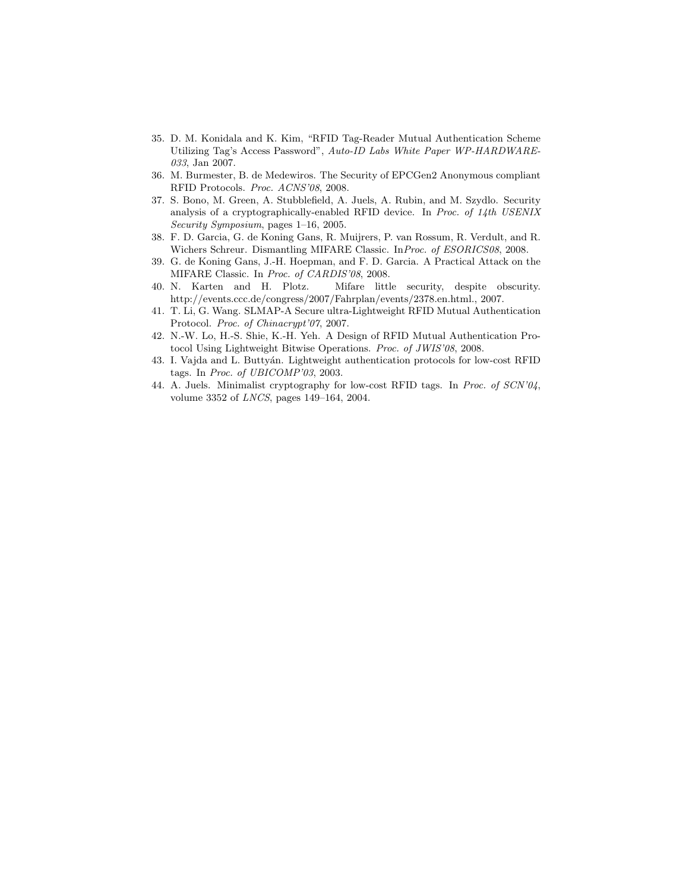35. D. M. Konidala and K. Kim, "RFID Tag-Reader Mutual Authentication Scheme Utilizing Tag's Access Password", *Auto-ID Labs White Paper WP-HARDWARE-033*, Jan 2007.
36. M. Burmester, B. de Medewiros. The Security of EPCGen2 Anonymous compliant RFID Protocols. *Proc. ACNS'08*, 2008.
37. S. Bono, M. Green, A. Stubblefield, A. Juels, A. Rubin, and M. Szydlo. Security analysis of a cryptographically-enabled RFID device. In *Proc. of 14th USENIX Security Symposium*, pages 1–16, 2005.
38. F. D. Garcia, G. de Koning Gans, R. Muijrers, P. van Rossum, R. Verdult, and R. Wichers Schreur. Dismantling MIFARE Classic. In*Proc. of ESORICS08*, 2008.
39. G. de Koning Gans, J.-H. Hoepman, and F. D. Garcia. A Practical Attack on the MIFARE Classic. In *Proc. of CARDIS'08*, 2008.
40. N. Karten and H. Plotz. Mifare little security, despite obscurity. http://events.ccc.de/congress/2007/Fahrplan/events/2378.en.html., 2007.
41. T. Li, G. Wang. SLMAP-A Secure ultra-Lightweight RFID Mutual Authentication Protocol. *Proc. of Chinacrypt'07*, 2007.
42. N.-W. Lo, H.-S. Shie, K.-H. Yeh. A Design of RFID Mutual Authentication Protocol Using Lightweight Bitwise Operations. *Proc. of JWIS'08*, 2008.
43. I. Vajda and L. Buttyán. Lightweight authentication protocols for low-cost RFID tags. In *Proc. of UBICOMP'03*, 2003.
44. A. Juels. Minimalist cryptography for low-cost RFID tags. In *Proc. of SCN'04*, volume 3352 of *LNCS*, pages 149–164, 2004.